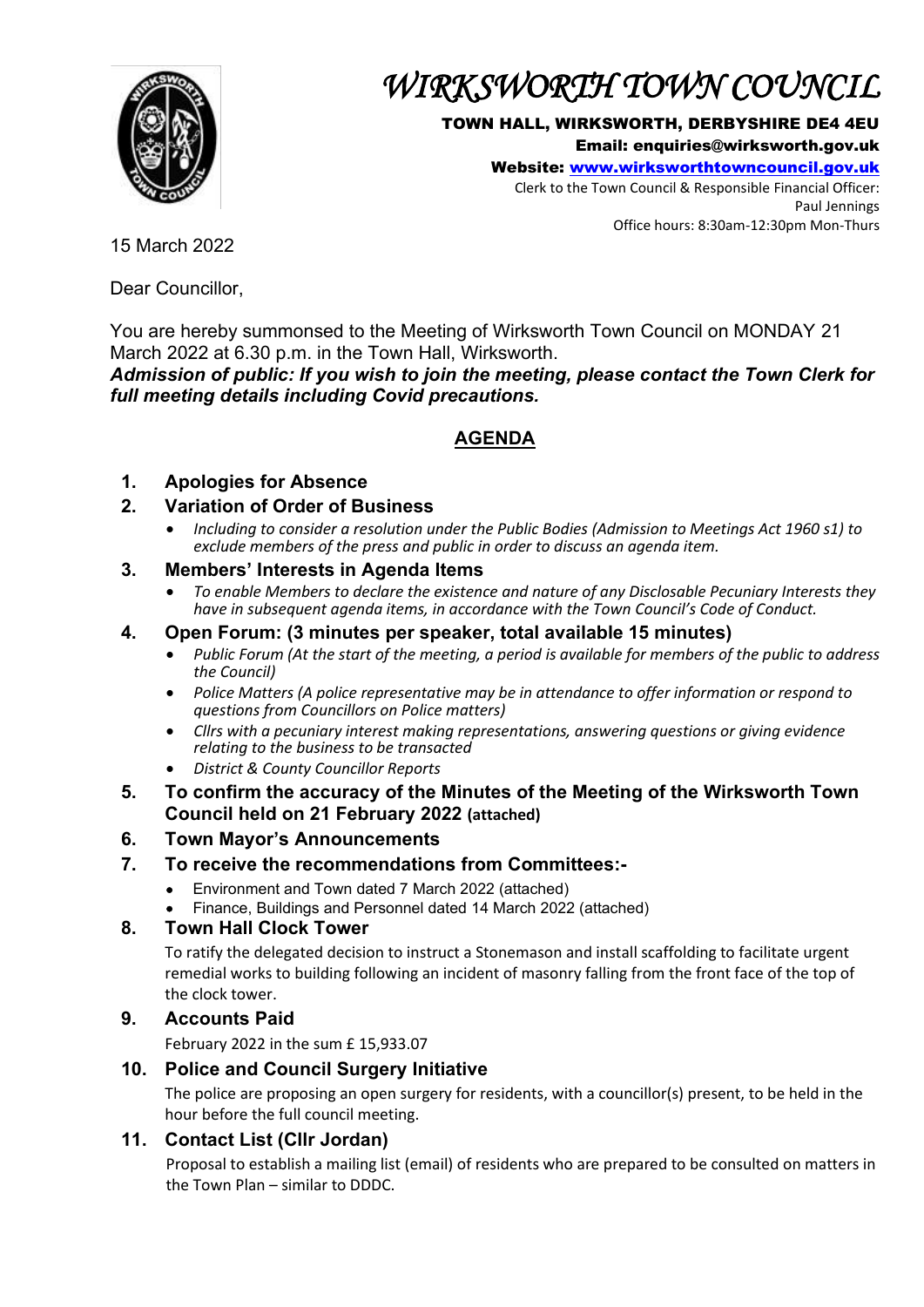# *WIRKSWORTH TOWN COUNCIL*

**TOWN HALL, WIRKSWORTH, DERBYSHIRE DE4 4EU**
**Email: enquiries@wirksworth.gov.uk**
**Website: www.wirksworthtowncouncil.gov.uk**
Clerk to the Town Council & Responsible Financial Officer:
Paul Jennings
Office hours: 8:30am-12:30pm Mon-Thurs

15 March 2022

Dear Councillor,

You are hereby summonsed to the Meeting of Wirksworth Town Council on MONDAY 21 March 2022 at 6.30 p.m. in the Town Hall, Wirksworth.
***Admission of public: If you wish to join the meeting, please contact the Town Clerk for full meeting details including Covid precautions.***

## AGENDA

### 1. Apologies for Absence

### 2. Variation of Order of Business

- *Including to consider a resolution under the Public Bodies (Admission to Meetings Act 1960 s1) to exclude members of the press and public in order to discuss an agenda item.*

### 3. Members' Interests in Agenda Items

- *To enable Members to declare the existence and nature of any Disclosable Pecuniary Interests they have in subsequent agenda items, in accordance with the Town Council's Code of Conduct.*

### 4. Open Forum: (3 minutes per speaker, total available 15 minutes)

- *Public Forum (At the start of the meeting, a period is available for members of the public to address the Council)*
- *Police Matters (A police representative may be in attendance to offer information or respond to questions from Councillors on Police matters)*
- *Cllrs with a pecuniary interest making representations, answering questions or giving evidence relating to the business to be transacted*
- *District & County Councillor Reports*

### 5. To confirm the accuracy of the Minutes of the Meeting of the Wirksworth Town Council held on 21 February 2022 (attached)

### 6. Town Mayor's Announcements

### 7. To receive the recommendations from Committees:-

- Environment and Town dated 7 March 2022 (attached)
- Finance, Buildings and Personnel dated 14 March 2022 (attached)

### 8. Town Hall Clock Tower

To ratify the delegated decision to instruct a Stonemason and install scaffolding to facilitate urgent remedial works to building following an incident of masonry falling from the front face of the top of the clock tower.

### 9. Accounts Paid

February 2022 in the sum £ 15,933.07

### 10. Police and Council Surgery Initiative

The police are proposing an open surgery for residents, with a councillor(s) present, to be held in the hour before the full council meeting.

### 11. Contact List (Cllr Jordan)

Proposal to establish a mailing list (email) of residents who are prepared to be consulted on matters in the Town Plan – similar to DDDC.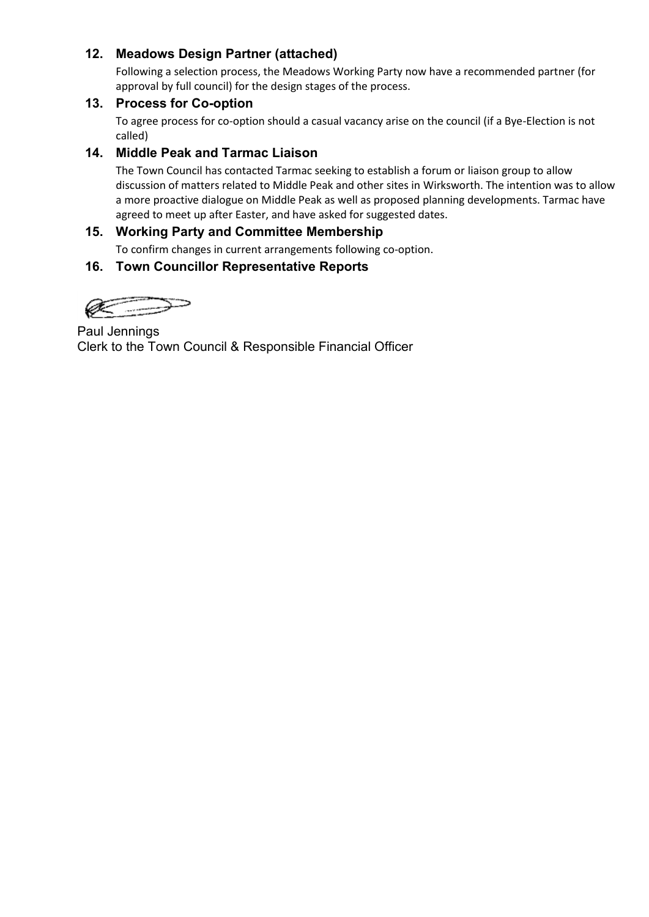## 12. Meadows Design Partner (attached)

Following a selection process, the Meadows Working Party now have a recommended partner (for approval by full council) for the design stages of the process.

## 13. Process for Co-option

To agree process for co-option should a casual vacancy arise on the council (if a Bye-Election is not called)

## 14. Middle Peak and Tarmac Liaison

The Town Council has contacted Tarmac seeking to establish a forum or liaison group to allow discussion of matters related to Middle Peak and other sites in Wirksworth. The intention was to allow a more proactive dialogue on Middle Peak as well as proposed planning developments. Tarmac have agreed to meet up after Easter, and have asked for suggested dates.

## 15. Working Party and Committee Membership

To confirm changes in current arrangements following co-option.

## 16. Town Councillor Representative Reports

Paul Jennings
Clerk to the Town Council & Responsible Financial Officer